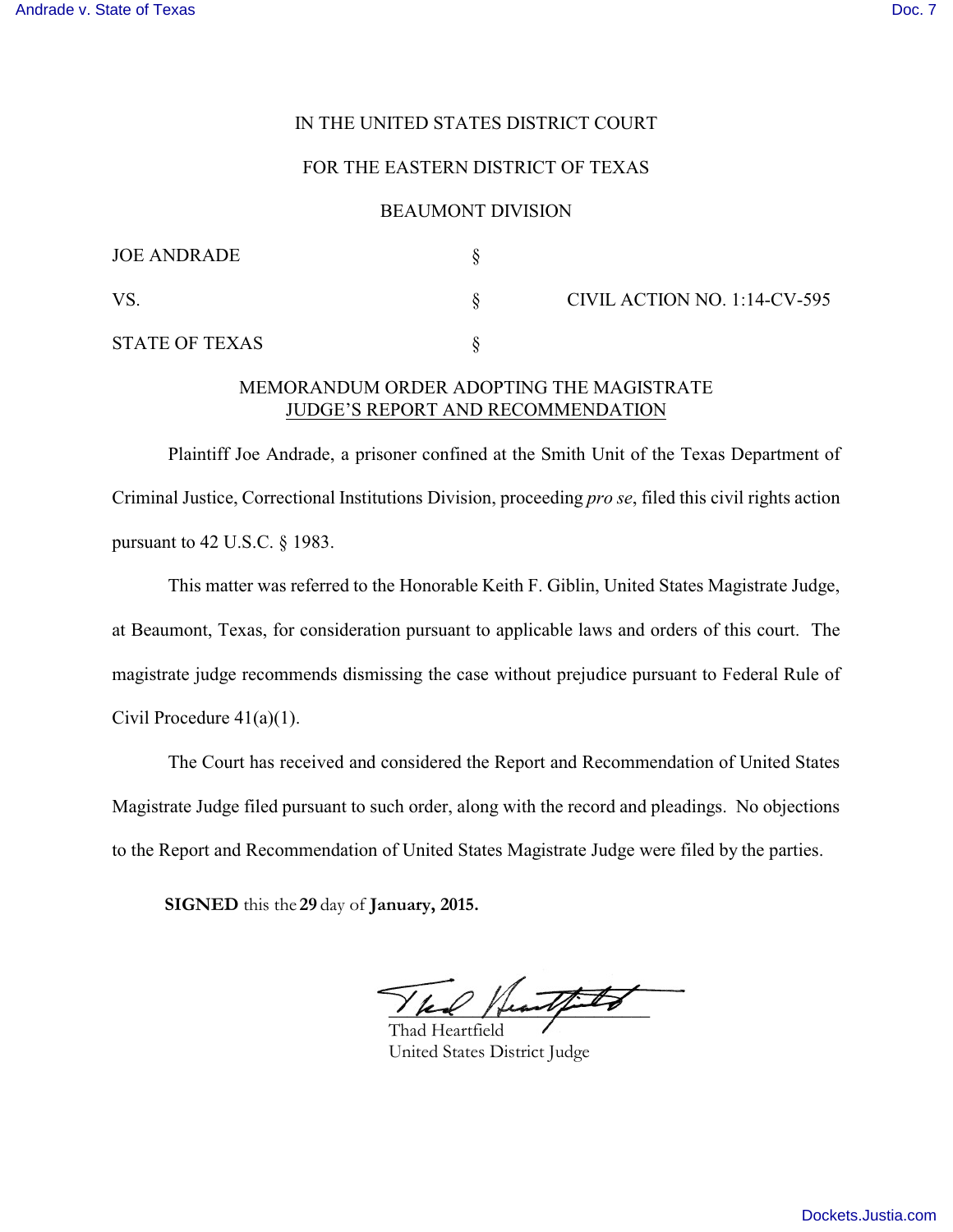IN THE UNITED STATES DISTRICT COURT

FOR THE EASTERN DISTRICT OF TEXAS

BEAUMONT DIVISION

| | | |
|---|---|---|
| JOE ANDRADE | § | |
| VS. | § | CIVIL ACTION NO. 1:14-CV-595 |
| STATE OF TEXAS | § | |

MEMORANDUM ORDER ADOPTING THE MAGISTRATE JUDGE'S REPORT AND RECOMMENDATION

Plaintiff Joe Andrade, a prisoner confined at the Smith Unit of the Texas Department of Criminal Justice, Correctional Institutions Division, proceeding *pro se*, filed this civil rights action pursuant to 42 U.S.C. § 1983.

This matter was referred to the Honorable Keith F. Giblin, United States Magistrate Judge, at Beaumont, Texas, for consideration pursuant to applicable laws and orders of this court. The magistrate judge recommends dismissing the case without prejudice pursuant to Federal Rule of Civil Procedure 41(a)(1).

The Court has received and considered the Report and Recommendation of United States Magistrate Judge filed pursuant to such order, along with the record and pleadings. No objections to the Report and Recommendation of United States Magistrate Judge were filed by the parties.

**SIGNED** this the **29** day of **January, 2015.**

Thad Heartfield
United States District Judge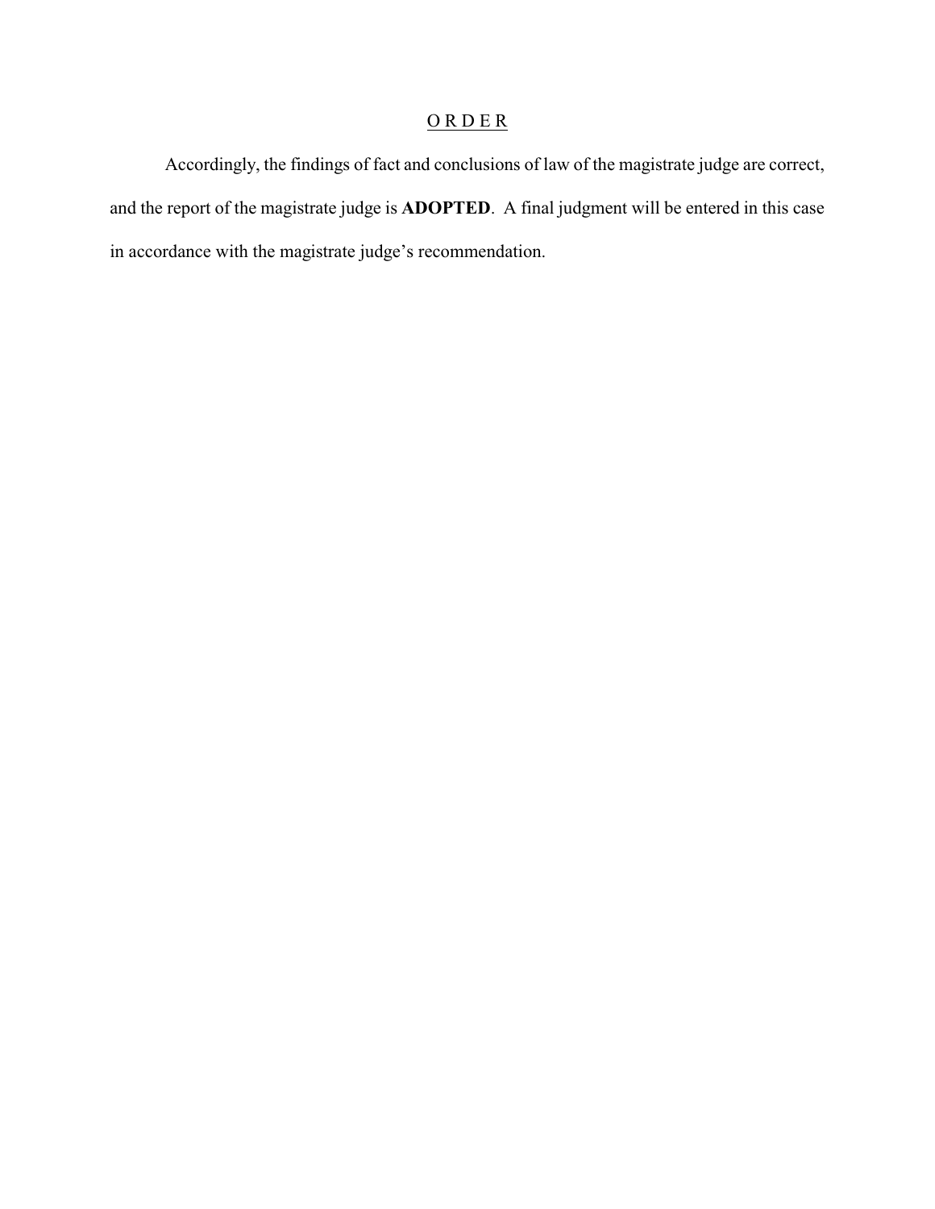# ORDER

Accordingly, the findings of fact and conclusions of law of the magistrate judge are correct, and the report of the magistrate judge is **ADOPTED**. A final judgment will be entered in this case in accordance with the magistrate judge's recommendation.